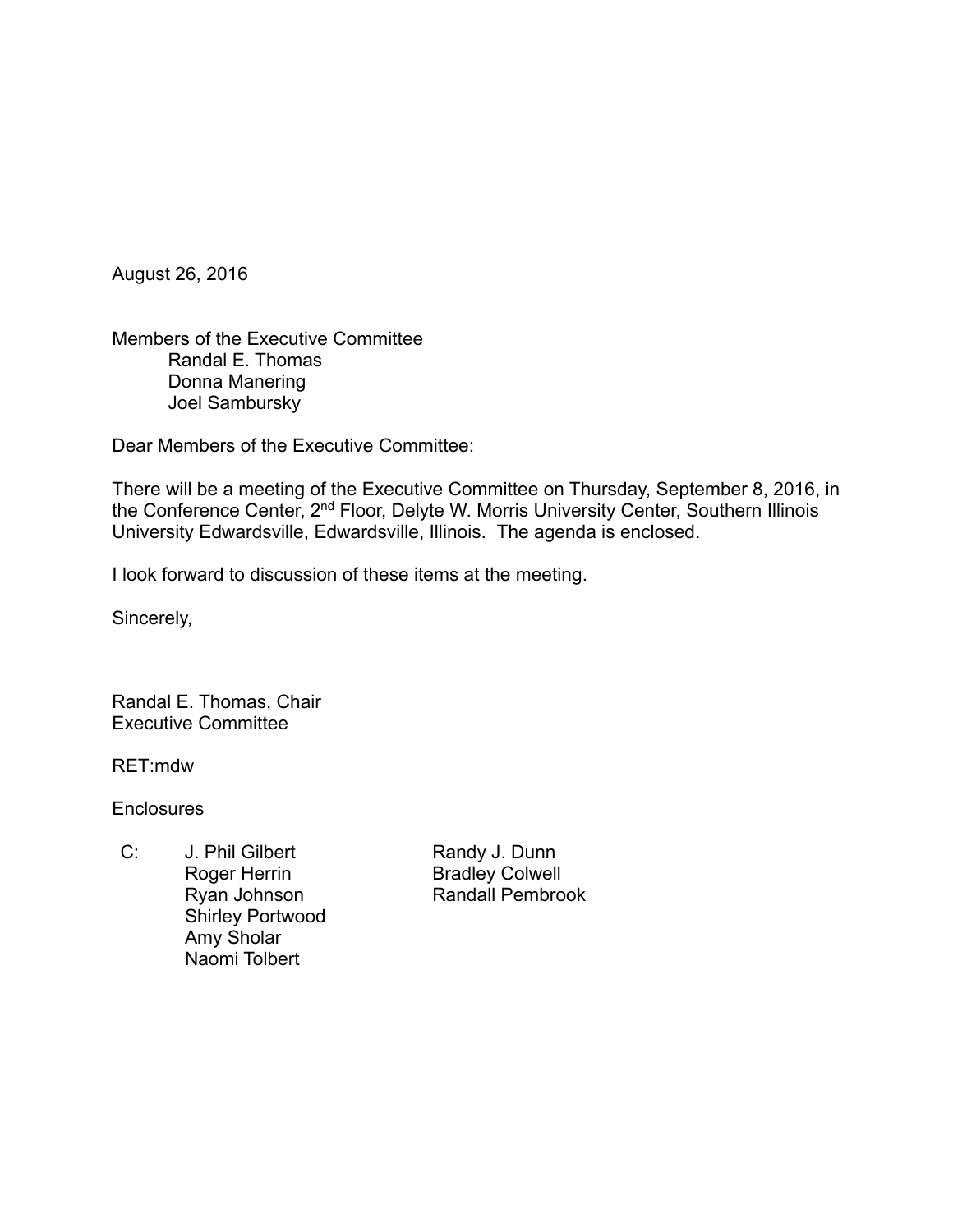August 26, 2016

Members of the Executive Committee
Randal E. Thomas
Donna Manering
Joel Sambursky

Dear Members of the Executive Committee:

There will be a meeting of the Executive Committee on Thursday, September 8, 2016, in the Conference Center, 2nd Floor, Delyte W. Morris University Center, Southern Illinois University Edwardsville, Edwardsville, Illinois. The agenda is enclosed.

I look forward to discussion of these items at the meeting.

Sincerely,

Randal E. Thomas, Chair
Executive Committee

RET:mdw

Enclosures

C: J. Phil Gilbert
Roger Herrin
Ryan Johnson
Shirley Portwood
Amy Sholar
Naomi Tolbert
Randy J. Dunn
Bradley Colwell
Randall Pembrook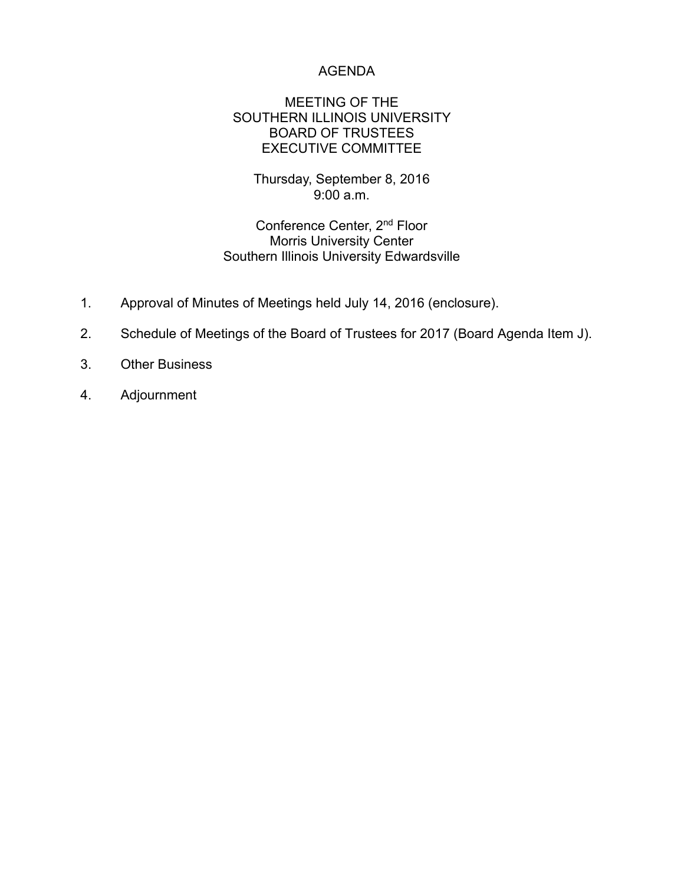# AGENDA

## MEETING OF THE
## SOUTHERN ILLINOIS UNIVERSITY
## BOARD OF TRUSTEES
## EXECUTIVE COMMITTEE

Thursday, September 8, 2016
9:00 a.m.

Conference Center, 2nd Floor
Morris University Center
Southern Illinois University Edwardsville

1. Approval of Minutes of Meetings held July 14, 2016 (enclosure).
2. Schedule of Meetings of the Board of Trustees for 2017 (Board Agenda Item J).
3. Other Business
4. Adjournment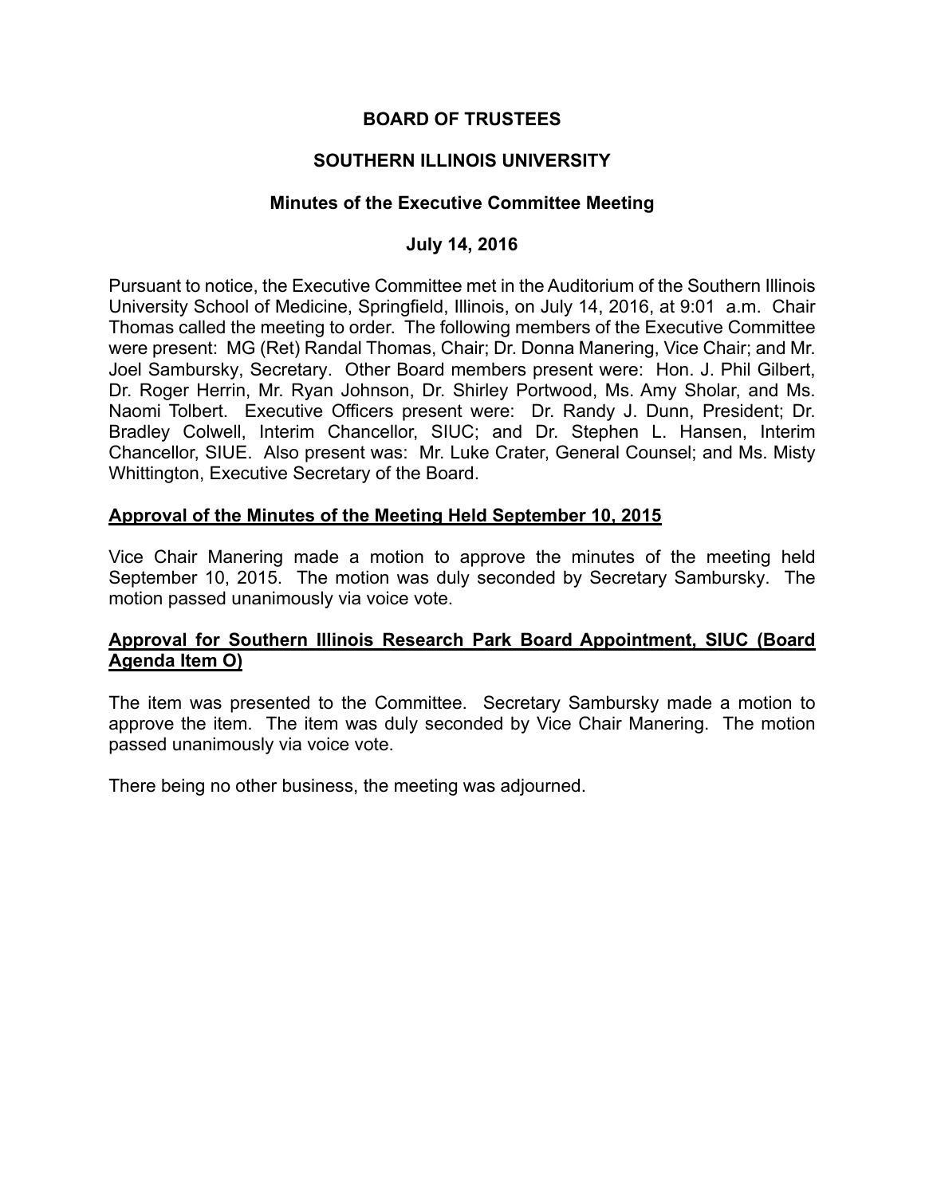**BOARD OF TRUSTEES**

**SOUTHERN ILLINOIS UNIVERSITY**

**Minutes of the Executive Committee Meeting**

**July 14, 2016**

Pursuant to notice, the Executive Committee met in the Auditorium of the Southern Illinois University School of Medicine, Springfield, Illinois, on July 14, 2016, at 9:01 a.m. Chair Thomas called the meeting to order. The following members of the Executive Committee were present: MG (Ret) Randal Thomas, Chair; Dr. Donna Manering, Vice Chair; and Mr. Joel Sambursky, Secretary. Other Board members present were: Hon. J. Phil Gilbert, Dr. Roger Herrin, Mr. Ryan Johnson, Dr. Shirley Portwood, Ms. Amy Sholar, and Ms. Naomi Tolbert. Executive Officers present were: Dr. Randy J. Dunn, President; Dr. Bradley Colwell, Interim Chancellor, SIUC; and Dr. Stephen L. Hansen, Interim Chancellor, SIUE. Also present was: Mr. Luke Crater, General Counsel; and Ms. Misty Whittington, Executive Secretary of the Board.

**Approval of the Minutes of the Meeting Held September 10, 2015**

Vice Chair Manering made a motion to approve the minutes of the meeting held September 10, 2015. The motion was duly seconded by Secretary Sambursky. The motion passed unanimously via voice vote.

**Approval for Southern Illinois Research Park Board Appointment, SIUC (Board Agenda Item O)**

The item was presented to the Committee. Secretary Sambursky made a motion to approve the item. The item was duly seconded by Vice Chair Manering. The motion passed unanimously via voice vote.

There being no other business, the meeting was adjourned.